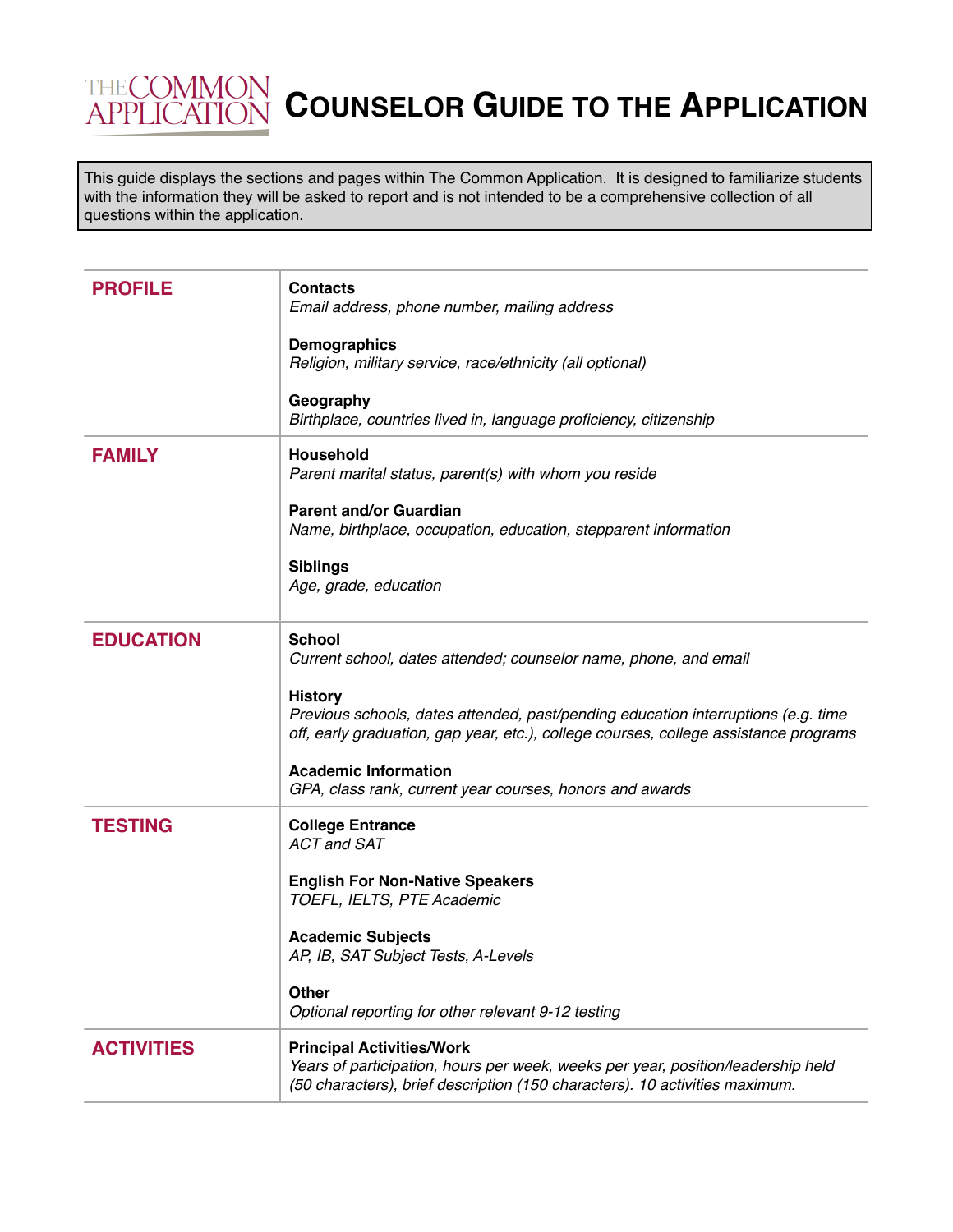# THE COMMON APPLICATION — COUNSELOR GUIDE TO THE APPLICATION

This guide displays the sections and pages within The Common Application. It is designed to familiarize students with the information they will be asked to report and is not intended to be a comprehensive collection of all questions within the application.

| Section | Pages |
|---|---|
| **PROFILE** | **Contacts**<br>*Email address, phone number, mailing address*<br><br>**Demographics**<br>*Religion, military service, race/ethnicity (all optional)*<br><br>**Geography**<br>*Birthplace, countries lived in, language proficiency, citizenship* |
| **FAMILY** | **Household**<br>*Parent marital status, parent(s) with whom you reside*<br><br>**Parent and/or Guardian**<br>*Name, birthplace, occupation, education, stepparent information*<br><br>**Siblings**<br>*Age, grade, education* |
| **EDUCATION** | **School**<br>*Current school, dates attended; counselor name, phone, and email*<br><br>**History**<br>*Previous schools, dates attended, past/pending education interruptions (e.g. time off, early graduation, gap year, etc.), college courses, college assistance programs*<br><br>**Academic Information**<br>*GPA, class rank, current year courses, honors and awards* |
| **TESTING** | **College Entrance**<br>*ACT and SAT*<br><br>**English For Non-Native Speakers**<br>*TOEFL, IELTS, PTE Academic*<br><br>**Academic Subjects**<br>*AP, IB, SAT Subject Tests, A-Levels*<br><br>**Other**<br>*Optional reporting for other relevant 9-12 testing* |
| **ACTIVITIES** | **Principal Activities/Work**<br>*Years of participation, hours per week, weeks per year, position/leadership held (50 characters), brief description (150 characters). 10 activities maximum.* |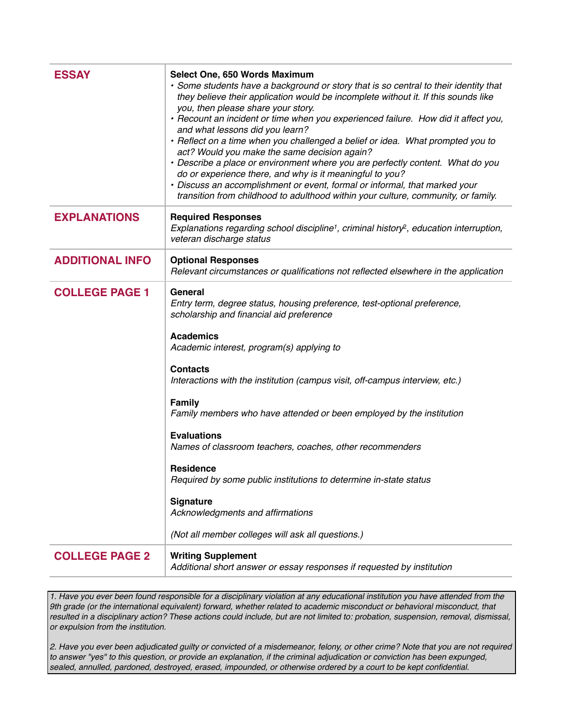| | |
|---|---|
| **ESSAY** | **Select One, 650 Words Maximum**<br>• *Some students have a background or story that is so central to their identity that they believe their application would be incomplete without it. If this sounds like you, then please share your story.*<br>• *Recount an incident or time when you experienced failure. How did it affect you, and what lessons did you learn?*<br>• *Reflect on a time when you challenged a belief or idea. What prompted you to act? Would you make the same decision again?*<br>• *Describe a place or environment where you are perfectly content. What do you do or experience there, and why is it meaningful to you?*<br>• *Discuss an accomplishment or event, formal or informal, that marked your transition from childhood to adulthood within your culture, community, or family.* |
| **EXPLANATIONS** | **Required Responses**<br>*Explanations regarding school discipline[1], criminal history[2], education interruption, veteran discharge status* |
| **ADDITIONAL INFO** | **Optional Responses**<br>*Relevant circumstances or qualifications not reflected elsewhere in the application* |
| **COLLEGE PAGE 1** | **General**<br>*Entry term, degree status, housing preference, test-optional preference, scholarship and financial aid preference*<br><br>**Academics**<br>*Academic interest, program(s) applying to*<br><br>**Contacts**<br>*Interactions with the institution (campus visit, off-campus interview, etc.)*<br><br>**Family**<br>*Family members who have attended or been employed by the institution*<br><br>**Evaluations**<br>*Names of classroom teachers, coaches, other recommenders*<br><br>**Residence**<br>*Required by some public institutions to determine in-state status*<br><br>**Signature**<br>*Acknowledgments and affirmations*<br><br>*(Not all member colleges will ask all questions.)* |
| **COLLEGE PAGE 2** | **Writing Supplement**<br>*Additional short answer or essay responses if requested by institution* |

*1. Have you ever been found responsible for a disciplinary violation at any educational institution you have attended from the 9th grade (or the international equivalent) forward, whether related to academic misconduct or behavioral misconduct, that resulted in a disciplinary action? These actions could include, but are not limited to: probation, suspension, removal, dismissal, or expulsion from the institution.*

*2. Have you ever been adjudicated guilty or convicted of a misdemeanor, felony, or other crime? Note that you are not required to answer "yes" to this question, or provide an explanation, if the criminal adjudication or conviction has been expunged, sealed, annulled, pardoned, destroyed, erased, impounded, or otherwise ordered by a court to be kept confidential.*